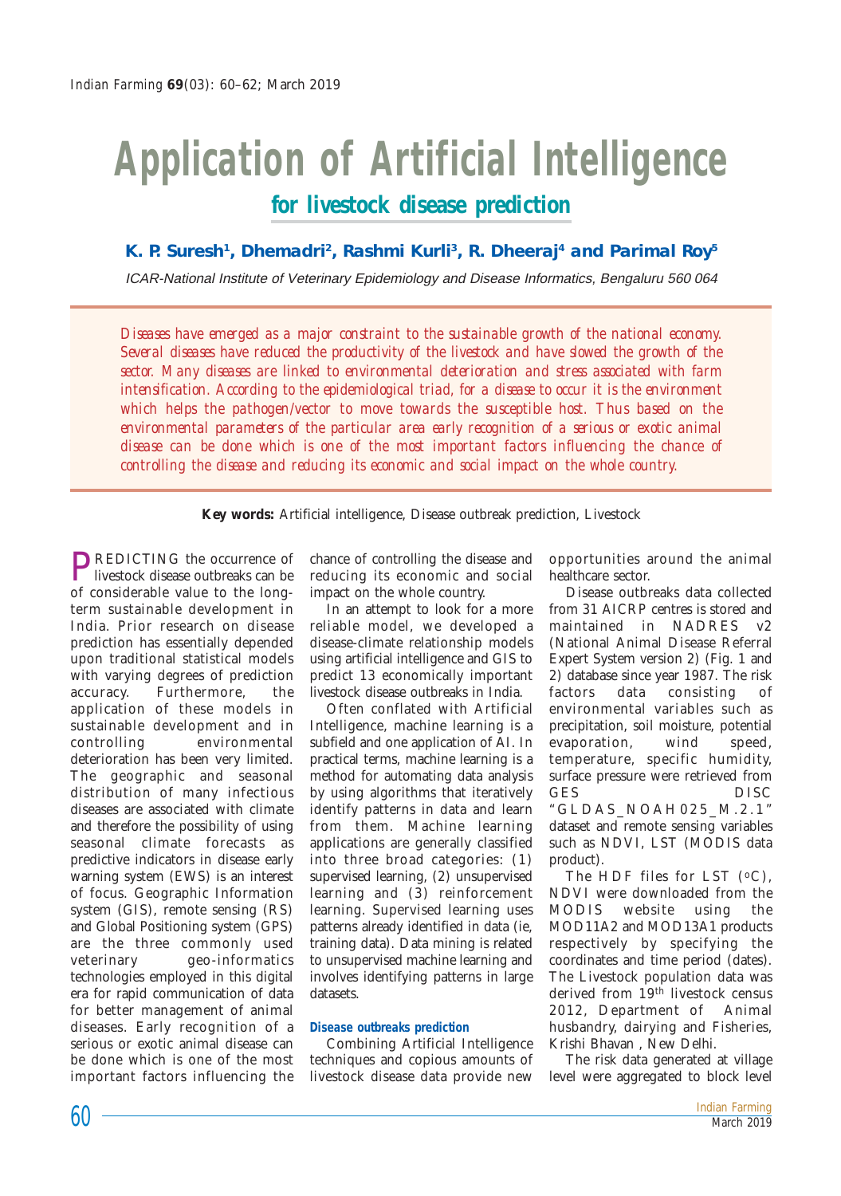# Application of Artificial Intelligence

## for livestock disease prediction

**K. P. Suresh[1], Dhemadri[2], Rashmi Kurli[3], R. Dheeraj[4] and Parimal Roy[5]**

*ICAR-National Institute of Veterinary Epidemiology and Disease Informatics, Bengaluru 560 064*

*Diseases have emerged as a major constraint to the sustainable growth of the national economy. Several diseases have reduced the productivity of the livestock and have slowed the growth of the sector. Many diseases are linked to environmental deterioration and stress associated with farm intensification. According to the epidemiological triad, for a disease to occur it is the environment which helps the pathogen/vector to move towards the susceptible host. Thus based on the environmental parameters of the particular area early recognition of a serious or exotic animal disease can be done which is one of the most important factors influencing the chance of controlling the disease and reducing its economic and social impact on the whole country.*

**Key words:** Artificial intelligence, Disease outbreak prediction, Livestock

PREDICTING the occurrence of livestock disease outbreaks can be of considerable value to the long-term sustainable development in India. Prior research on disease prediction has essentially depended upon traditional statistical models with varying degrees of prediction accuracy. Furthermore, the application of these models in sustainable development and in controlling environmental deterioration has been very limited. The geographic and seasonal distribution of many infectious diseases are associated with climate and therefore the possibility of using seasonal climate forecasts as predictive indicators in disease early warning system (EWS) is an interest of focus. Geographic Information system (GIS), remote sensing (RS) and Global Positioning system (GPS) are the three commonly used veterinary geo-informatics technologies employed in this digital era for rapid communication of data for better management of animal diseases. Early recognition of a serious or exotic animal disease can be done which is one of the most important factors influencing the chance of controlling the disease and reducing its economic and social impact on the whole country.

In an attempt to look for a more reliable model, we developed a disease-climate relationship models using artificial intelligence and GIS to predict 13 economically important livestock disease outbreaks in India.

Often conflated with Artificial Intelligence, machine learning is a subfield and one application of AI. In practical terms, machine learning is a method for automating data analysis by using algorithms that iteratively identify patterns in data and learn from them. Machine learning applications are generally classified into three broad categories: (1) supervised learning, (2) unsupervised learning and (3) reinforcement learning. Supervised learning uses patterns already identified in data (ie, training data). Data mining is related to unsupervised machine learning and involves identifying patterns in large datasets.

### Disease outbreaks prediction

Combining Artificial Intelligence techniques and copious amounts of livestock disease data provide new opportunities around the animal healthcare sector.

Disease outbreaks data collected from 31 AICRP centres is stored and maintained in NADRES v2 (National Animal Disease Referral Expert System version 2) (Fig. 1 and 2) database since year 1987. The risk factors data consisting of environmental variables such as precipitation, soil moisture, potential evaporation, wind speed, temperature, specific humidity, surface pressure were retrieved from GES DISC "GLDAS_NOAH025_M.2.1" dataset and remote sensing variables such as NDVI, LST (MODIS data product).

The HDF files for LST (°C), NDVI were downloaded from the MODIS website using the MOD11A2 and MOD13A1 products respectively by specifying the coordinates and time period (dates). The Livestock population data was derived from 19th livestock census 2012, Department of Animal husbandry, dairying and Fisheries, Krishi Bhavan , New Delhi.

The risk data generated at village level were aggregated to block level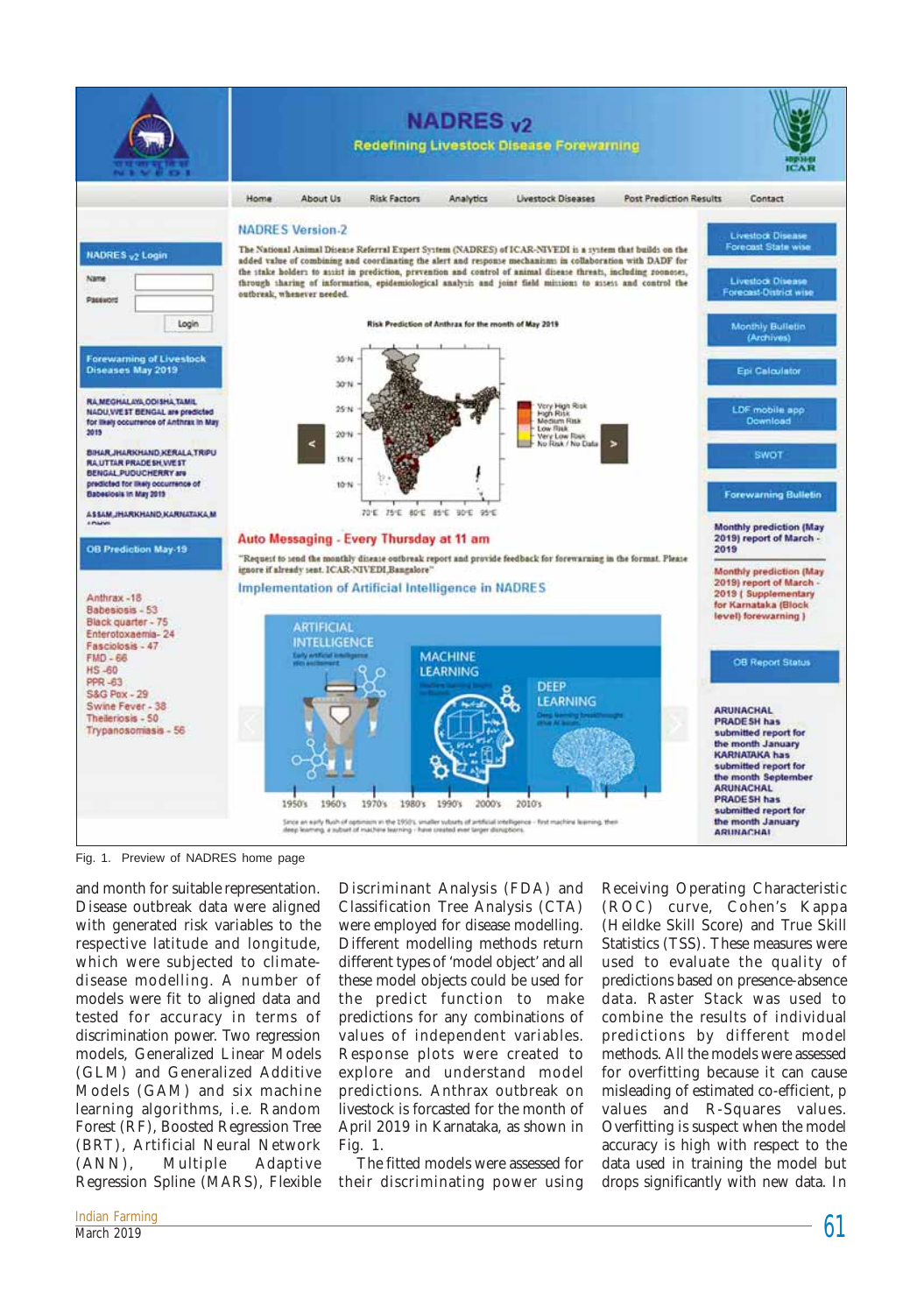Fig. 1. Preview of NADRES home page

and month for suitable representation. Disease outbreak data were aligned with generated risk variables to the respective latitude and longitude, which were subjected to climate-disease modelling. A number of models were fit to aligned data and tested for accuracy in terms of discrimination power. Two regression models, Generalized Linear Models (GLM) and Generalized Additive Models (GAM) and six machine learning algorithms, i.e. Random Forest (RF), Boosted Regression Tree (BRT), Artificial Neural Network (ANN), Multiple Adaptive Regression Spline (MARS), Flexible Discriminant Analysis (FDA) and Classification Tree Analysis (CTA) were employed for disease modelling. Different modelling methods return different types of 'model object' and all these model objects could be used for the predict function to make predictions for any combinations of values of independent variables. Response plots were created to explore and understand model predictions. Anthrax outbreak on livestock is forcasted for the month of April 2019 in Karnataka, as shown in Fig. 1.

The fitted models were assessed for their discriminating power using Receiving Operating Characteristic (ROC) curve, Cohen's Kappa (Heildke Skill Score) and True Skill Statistics (TSS). These measures were used to evaluate the quality of predictions based on presence-absence data. Raster Stack was used to combine the results of individual predictions by different model methods. All the models were assessed for overfitting because it can cause misleading of estimated co-efficient, p values and R-Squares values. Overfitting is suspect when the model accuracy is high with respect to the data used in training the model but drops significantly with new data. In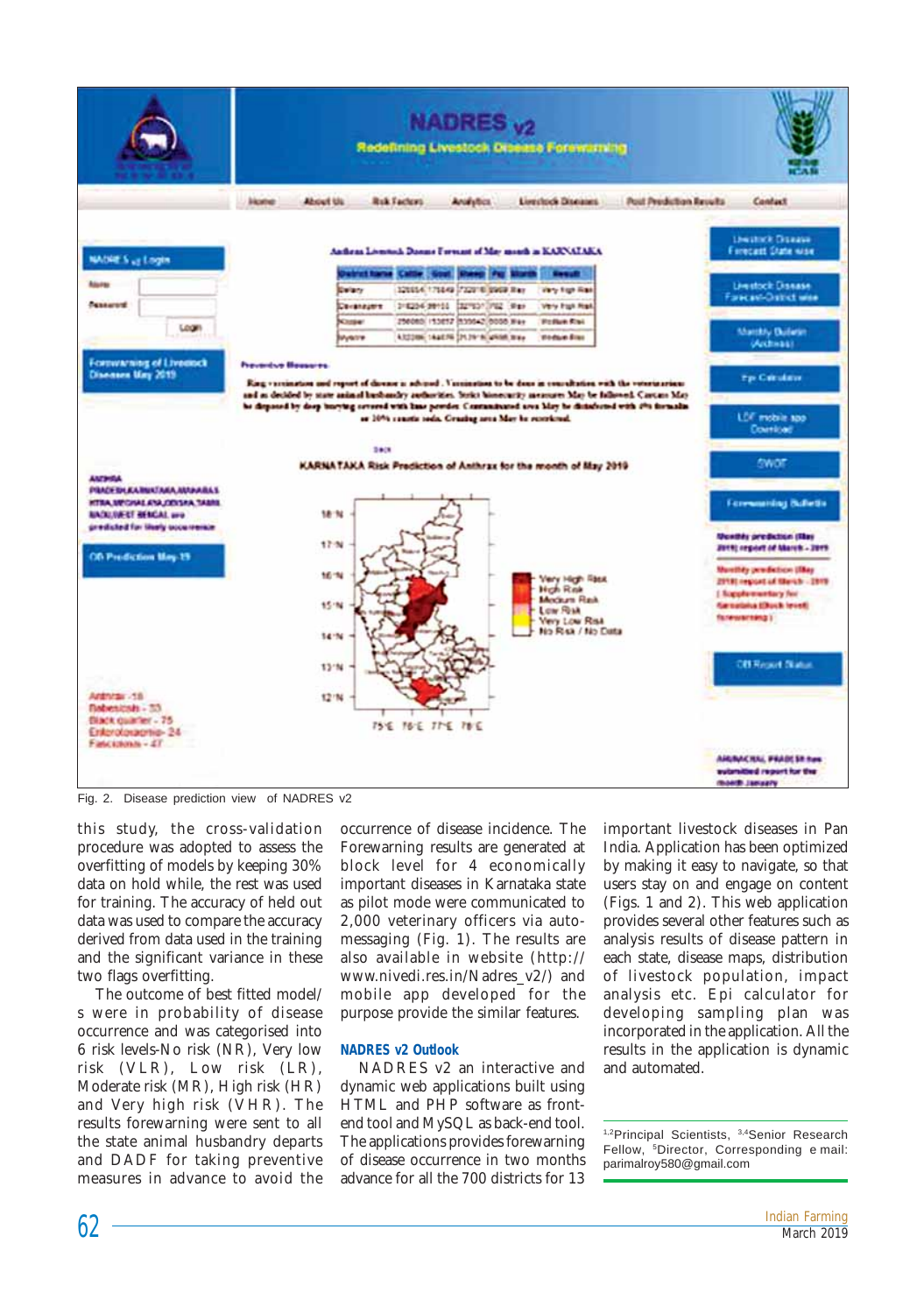Fig. 2. Disease prediction view of NADRES v2

this study, the cross-validation procedure was adopted to assess the overfitting of models by keeping 30% data on hold while, the rest was used for training. The accuracy of held out data was used to compare the accuracy derived from data used in the training and the significant variance in these two flags overfitting.

The outcome of best fitted model/s were in probability of disease occurrence and was categorised into 6 risk levels-No risk (NR), Very low risk (VLR), Low risk (LR), Moderate risk (MR), High risk (HR) and Very high risk (VHR). The results forewarning were sent to all the state animal husbandry departs and DADF for taking preventive measures in advance to avoid the occurrence of disease incidence. The Forewarning results are generated at block level for 4 economically important diseases in Karnataka state as pilot mode were communicated to 2,000 veterinary officers via auto-messaging (Fig. 1). The results are also available in website (http://www.nivedi.res.in/Nadres_v2/) and mobile app developed for the purpose provide the similar features.

## NADRES v2 Outlook

NADRES v2 an interactive and dynamic web applications built using HTML and PHP software as front-end tool and MySQL as back-end tool. The applications provides forewarning of disease occurrence in two months advance for all the 700 districts for 13 important livestock diseases in Pan India. Application has been optimized by making it easy to navigate, so that users stay on and engage on content (Figs. 1 and 2). This web application provides several other features such as analysis results of disease pattern in each state, disease maps, distribution of livestock population, impact analysis etc. Epi calculator for developing sampling plan was incorporated in the application. All the results in the application is dynamic and automated.

---

[1,2]Principal Scientists, [3,4]Senior Research Fellow, [5]Director, Corresponding e mail: parimalroy580@gmail.com